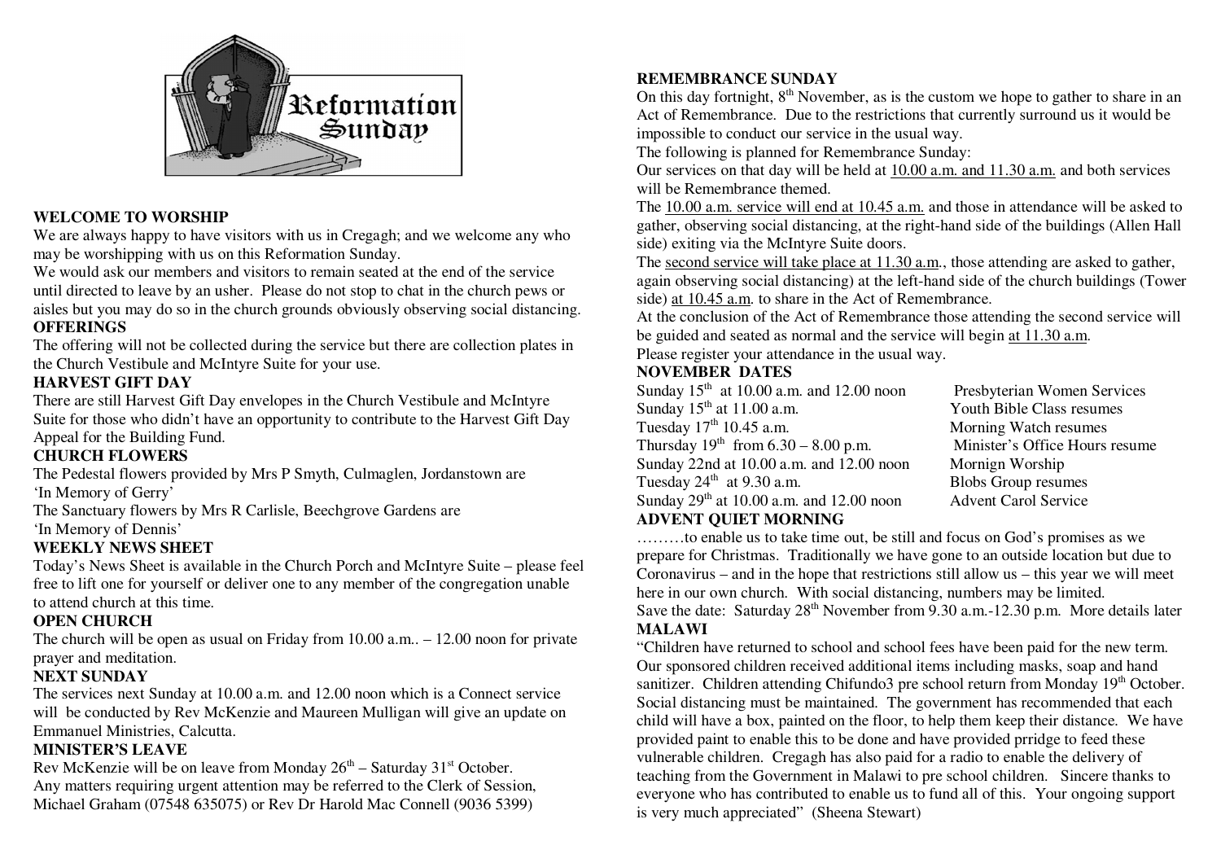Reformation Sunday

**WELCOME TO WORSHIP**

We are always happy to have visitors with us in Cregagh; and we welcome any who may be worshipping with us on this Reformation Sunday.

We would ask our members and visitors to remain seated at the end of the service until directed to leave by an usher. Please do not stop to chat in the church pews or aisles but you may do so in the church grounds obviously observing social distancing.

**OFFERINGS**

The offering will not be collected during the service but there are collection plates in the Church Vestibule and McIntyre Suite for your use.

**HARVEST GIFT DAY**

There are still Harvest Gift Day envelopes in the Church Vestibule and McIntyre Suite for those who didn't have an opportunity to contribute to the Harvest Gift Day Appeal for the Building Fund.

**CHURCH FLOWERS**

The Pedestal flowers provided by Mrs P Smyth, Culmaglen, Jordanstown are 'In Memory of Gerry'

The Sanctuary flowers by Mrs R Carlisle, Beechgrove Gardens are 'In Memory of Dennis'

**WEEKLY NEWS SHEET**

Today's News Sheet is available in the Church Porch and McIntyre Suite – please feel free to lift one for yourself or deliver one to any member of the congregation unable to attend church at this time.

**OPEN CHURCH**

The church will be open as usual on Friday from 10.00 a.m.. – 12.00 noon for private prayer and meditation.

**NEXT SUNDAY**

The services next Sunday at 10.00 a.m. and 12.00 noon which is a Connect service will be conducted by Rev McKenzie and Maureen Mulligan will give an update on Emmanuel Ministries, Calcutta.

**MINISTER'S LEAVE**

Rev McKenzie will be on leave from Monday 26th – Saturday 31st October. Any matters requiring urgent attention may be referred to the Clerk of Session, Michael Graham (07548 635075) or Rev Dr Harold Mac Connell (9036 5399)

**REMEMBRANCE SUNDAY**

On this day fortnight, 8th November, as is the custom we hope to gather to share in an Act of Remembrance. Due to the restrictions that currently surround us it would be impossible to conduct our service in the usual way.

The following is planned for Remembrance Sunday:

Our services on that day will be held at <u>10.00 a.m. and 11.30 a.m.</u> and both services will be Remembrance themed.

The <u>10.00 a.m. service will end at 10.45 a.m.</u> and those in attendance will be asked to gather, observing social distancing, at the right-hand side of the buildings (Allen Hall side) exiting via the McIntyre Suite doors.

The <u>second service will take place at 11.30 a.m.</u>, those attending are asked to gather, again observing social distancing) at the left-hand side of the church buildings (Tower side) <u>at 10.45 a.m.</u> to share in the Act of Remembrance.

At the conclusion of the Act of Remembrance those attending the second service will be guided and seated as normal and the service will begin <u>at 11.30 a.m.</u>

Please register your attendance in the usual way.

**NOVEMBER DATES**

| | |
|---|---|
| Sunday 15th at 10.00 a.m. and 12.00 noon | Presbyterian Women Services |
| Sunday 15th at 11.00 a.m. | Youth Bible Class resumes |
| Tuesday 17th 10.45 a.m. | Morning Watch resumes |
| Thursday 19th from 6.30 – 8.00 p.m. | Minister's Office Hours resume |
| Sunday 22nd at 10.00 a.m. and 12.00 noon | Mornign Worship |
| Tuesday 24th at 9.30 a.m. | Blobs Group resumes |
| Sunday 29th at 10.00 a.m. and 12.00 noon | Advent Carol Service |

**ADVENT QUIET MORNING**

………to enable us to take time out, be still and focus on God's promises as we prepare for Christmas. Traditionally we have gone to an outside location but due to Coronavirus – and in the hope that restrictions still allow us – this year we will meet here in our own church. With social distancing, numbers may be limited.

Save the date: Saturday 28th November from 9.30 a.m.-12.30 p.m. More details later

**MALAWI**

"Children have returned to school and school fees have been paid for the new term. Our sponsored children received additional items including masks, soap and hand sanitizer. Children attending Chifundo3 pre school return from Monday 19th October. Social distancing must be maintained. The government has recommended that each child will have a box, painted on the floor, to help them keep their distance. We have provided paint to enable this to be done and have provided prridge to feed these vulnerable children. Cregagh has also paid for a radio to enable the delivery of teaching from the Government in Malawi to pre school children. Sincere thanks to everyone who has contributed to enable us to fund all of this. Your ongoing support is very much appreciated" (Sheena Stewart)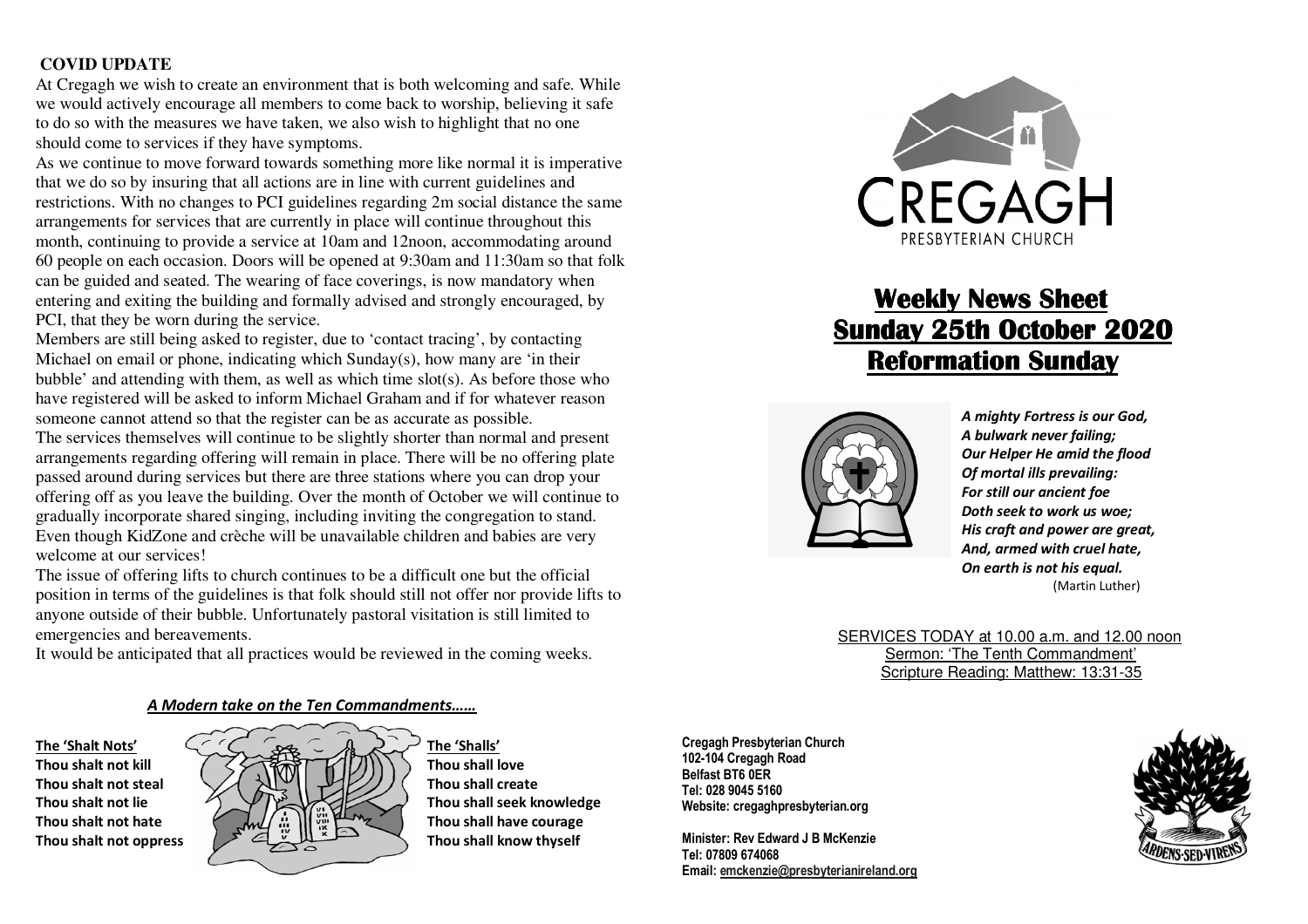**COVID UPDATE**

At Cregagh we wish to create an environment that is both welcoming and safe. While we would actively encourage all members to come back to worship, believing it safe to do so with the measures we have taken, we also wish to highlight that no one should come to services if they have symptoms.

As we continue to move forward towards something more like normal it is imperative that we do so by insuring that all actions are in line with current guidelines and restrictions. With no changes to PCI guidelines regarding 2m social distance the same arrangements for services that are currently in place will continue throughout this month, continuing to provide a service at 10am and 12noon, accommodating around 60 people on each occasion. Doors will be opened at 9:30am and 11:30am so that folk can be guided and seated. The wearing of face coverings, is now mandatory when entering and exiting the building and formally advised and strongly encouraged, by PCI, that they be worn during the service.

Members are still being asked to register, due to 'contact tracing', by contacting Michael on email or phone, indicating which Sunday(s), how many are 'in their bubble' and attending with them, as well as which time slot(s). As before those who have registered will be asked to inform Michael Graham and if for whatever reason someone cannot attend so that the register can be as accurate as possible.

The services themselves will continue to be slightly shorter than normal and present arrangements regarding offering will remain in place. There will be no offering plate passed around during services but there are three stations where you can drop your offering off as you leave the building. Over the month of October we will continue to gradually incorporate shared singing, including inviting the congregation to stand. Even though KidZone and crèche will be unavailable children and babies are very welcome at our services!

The issue of offering lifts to church continues to be a difficult one but the official position in terms of the guidelines is that folk should still not offer nor provide lifts to anyone outside of their bubble. Unfortunately pastoral visitation is still limited to emergencies and bereavements.

It would be anticipated that all practices would be reviewed in the coming weeks.

***A Modern take on the Ten Commandments……***

**The 'Shalt Nots'**
**Thou shalt not kill**
**Thou shalt not steal**
**Thou shalt not lie**
**Thou shalt not hate**
**Thou shalt not oppress**

**The 'Shalls'**
**Thou shall love**
**Thou shall create**
**Thou shall seek knowledge**
**Thou shall have courage**
**Thou shall know thyself**

CREGAGH
PRESBYTERIAN CHURCH

# Weekly News Sheet
# Sunday 25th October 2020
# Reformation Sunday

***A mighty Fortress is our God,***
***A bulwark never failing;***
***Our Helper He amid the flood***
***Of mortal ills prevailing:***
***For still our ancient foe***
***Doth seek to work us woe;***
***His craft and power are great,***
***And, armed with cruel hate,***
***On earth is not his equal.***
(Martin Luther)

SERVICES TODAY at 10.00 a.m. and 12.00 noon
Sermon: 'The Tenth Commandment'
Scripture Reading: Matthew: 13:31-35

**Cregagh Presbyterian Church**
**102-104 Cregagh Road**
**Belfast BT6 0ER**
**Tel: 028 9045 5160**
**Website: cregaghpresbyterian.org**

**Minister: Rev Edward J B McKenzie**
**Tel: 07809 674068**
**Email: emckenzie@presbyterianireland.org**

ARDENS·SED·VIRENS